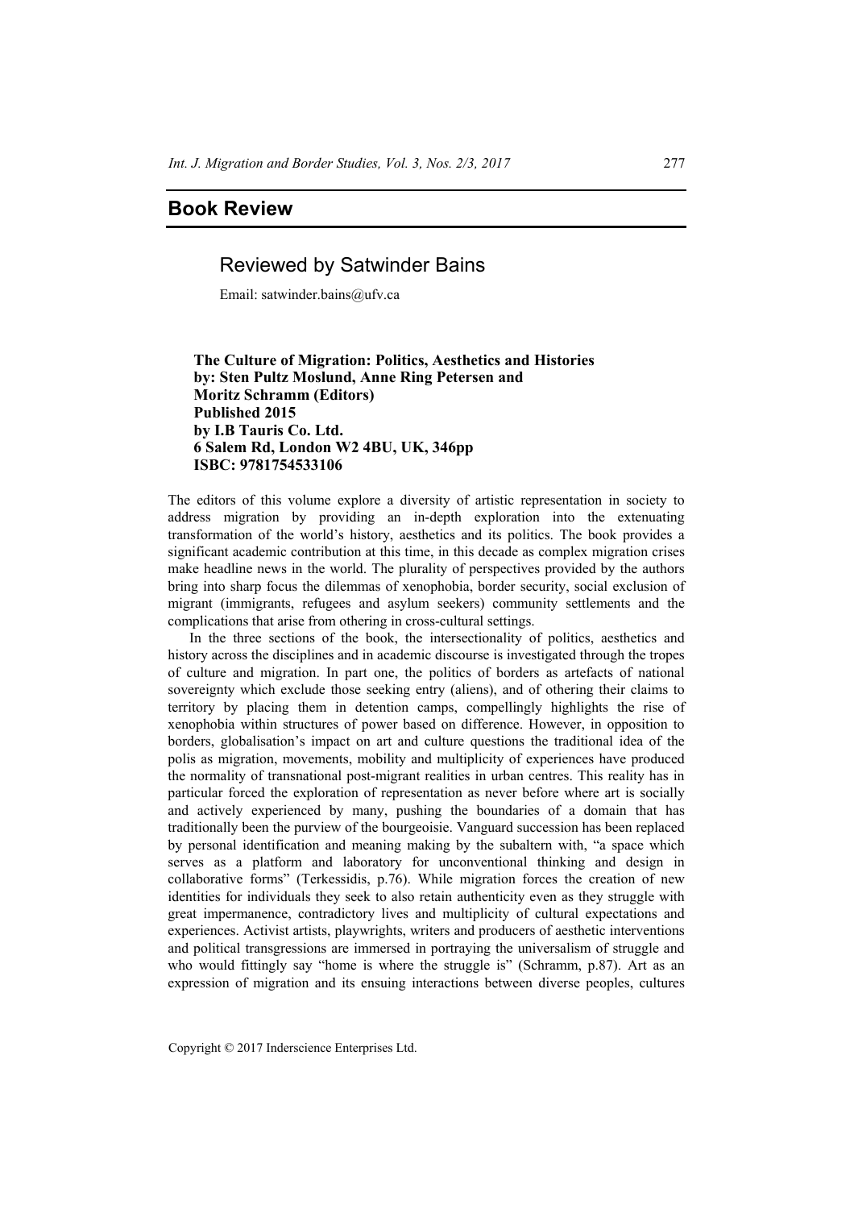## Book Review

### Reviewed by Satwinder Bains

Email: satwinder.bains@ufv.ca

**The Culture of Migration: Politics, Aesthetics and Histories**
**by: Sten Pultz Moslund, Anne Ring Petersen and**
**Moritz Schramm (Editors)**
**Published 2015**
**by I.B Tauris Co. Ltd.**
**6 Salem Rd, London W2 4BU, UK, 346pp**
**ISBC: 9781754533106**

The editors of this volume explore a diversity of artistic representation in society to address migration by providing an in-depth exploration into the extenuating transformation of the world's history, aesthetics and its politics. The book provides a significant academic contribution at this time, in this decade as complex migration crises make headline news in the world. The plurality of perspectives provided by the authors bring into sharp focus the dilemmas of xenophobia, border security, social exclusion of migrant (immigrants, refugees and asylum seekers) community settlements and the complications that arise from othering in cross-cultural settings.

In the three sections of the book, the intersectionality of politics, aesthetics and history across the disciplines and in academic discourse is investigated through the tropes of culture and migration. In part one, the politics of borders as artefacts of national sovereignty which exclude those seeking entry (aliens), and of othering their claims to territory by placing them in detention camps, compellingly highlights the rise of xenophobia within structures of power based on difference. However, in opposition to borders, globalisation's impact on art and culture questions the traditional idea of the polis as migration, movements, mobility and multiplicity of experiences have produced the normality of transnational post-migrant realities in urban centres. This reality has in particular forced the exploration of representation as never before where art is socially and actively experienced by many, pushing the boundaries of a domain that has traditionally been the purview of the bourgeoisie. Vanguard succession has been replaced by personal identification and meaning making by the subaltern with, "a space which serves as a platform and laboratory for unconventional thinking and design in collaborative forms" (Terkessidis, p.76). While migration forces the creation of new identities for individuals they seek to also retain authenticity even as they struggle with great impermanence, contradictory lives and multiplicity of cultural expectations and experiences. Activist artists, playwrights, writers and producers of aesthetic interventions and political transgressions are immersed in portraying the universalism of struggle and who would fittingly say "home is where the struggle is" (Schramm, p.87). Art as an expression of migration and its ensuing interactions between diverse peoples, cultures

Copyright © 2017 Inderscience Enterprises Ltd.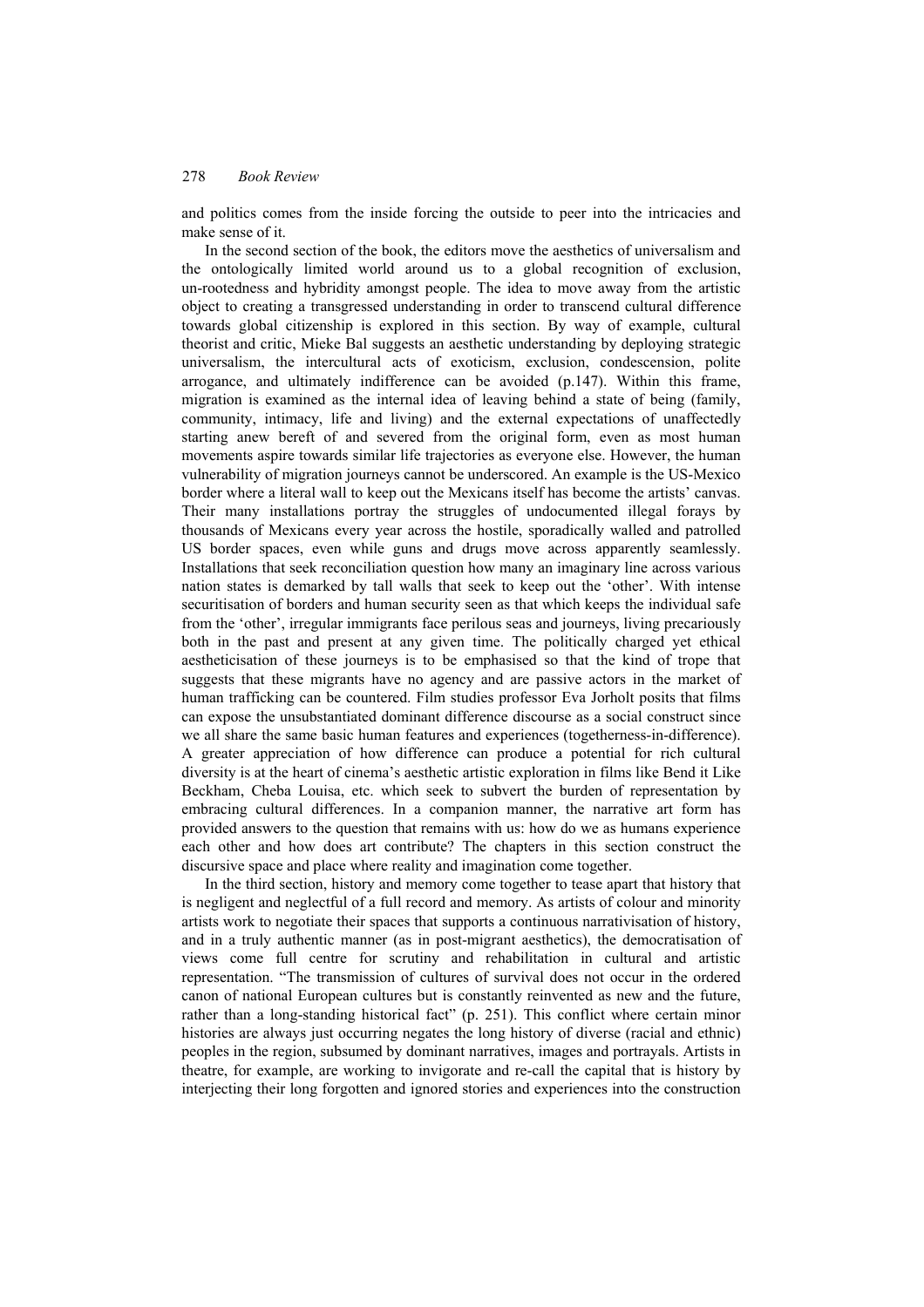and politics comes from the inside forcing the outside to peer into the intricacies and make sense of it.

In the second section of the book, the editors move the aesthetics of universalism and the ontologically limited world around us to a global recognition of exclusion, un-rootedness and hybridity amongst people. The idea to move away from the artistic object to creating a transgressed understanding in order to transcend cultural difference towards global citizenship is explored in this section. By way of example, cultural theorist and critic, Mieke Bal suggests an aesthetic understanding by deploying strategic universalism, the intercultural acts of exoticism, exclusion, condescension, polite arrogance, and ultimately indifference can be avoided (p.147). Within this frame, migration is examined as the internal idea of leaving behind a state of being (family, community, intimacy, life and living) and the external expectations of unaffectedly starting anew bereft of and severed from the original form, even as most human movements aspire towards similar life trajectories as everyone else. However, the human vulnerability of migration journeys cannot be underscored. An example is the US-Mexico border where a literal wall to keep out the Mexicans itself has become the artists' canvas. Their many installations portray the struggles of undocumented illegal forays by thousands of Mexicans every year across the hostile, sporadically walled and patrolled US border spaces, even while guns and drugs move across apparently seamlessly. Installations that seek reconciliation question how many an imaginary line across various nation states is demarked by tall walls that seek to keep out the 'other'. With intense securitisation of borders and human security seen as that which keeps the individual safe from the 'other', irregular immigrants face perilous seas and journeys, living precariously both in the past and present at any given time. The politically charged yet ethical aestheticisation of these journeys is to be emphasised so that the kind of trope that suggests that these migrants have no agency and are passive actors in the market of human trafficking can be countered. Film studies professor Eva Jorholt posits that films can expose the unsubstantiated dominant difference discourse as a social construct since we all share the same basic human features and experiences (togetherness-in-difference). A greater appreciation of how difference can produce a potential for rich cultural diversity is at the heart of cinema's aesthetic artistic exploration in films like Bend it Like Beckham, Cheba Louisa, etc. which seek to subvert the burden of representation by embracing cultural differences. In a companion manner, the narrative art form has provided answers to the question that remains with us: how do we as humans experience each other and how does art contribute? The chapters in this section construct the discursive space and place where reality and imagination come together.

In the third section, history and memory come together to tease apart that history that is negligent and neglectful of a full record and memory. As artists of colour and minority artists work to negotiate their spaces that supports a continuous narrativisation of history, and in a truly authentic manner (as in post-migrant aesthetics), the democratisation of views come full centre for scrutiny and rehabilitation in cultural and artistic representation. "The transmission of cultures of survival does not occur in the ordered canon of national European cultures but is constantly reinvented as new and the future, rather than a long-standing historical fact" (p. 251). This conflict where certain minor histories are always just occurring negates the long history of diverse (racial and ethnic) peoples in the region, subsumed by dominant narratives, images and portrayals. Artists in theatre, for example, are working to invigorate and re-call the capital that is history by interjecting their long forgotten and ignored stories and experiences into the construction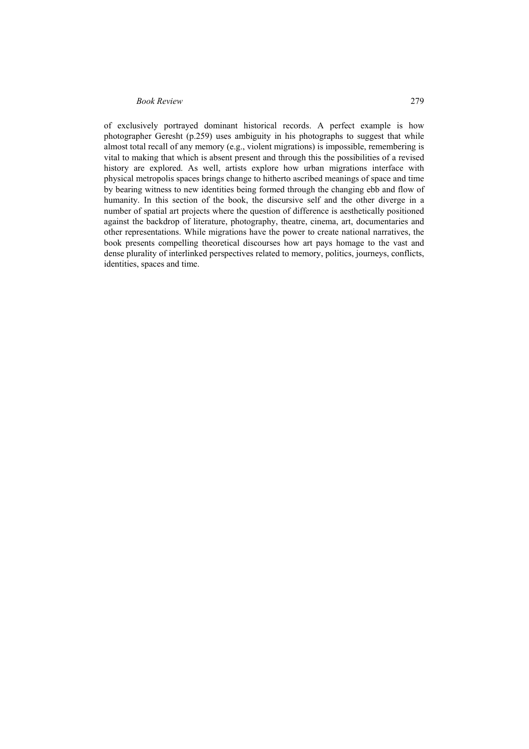of exclusively portrayed dominant historical records. A perfect example is how photographer Geresht (p.259) uses ambiguity in his photographs to suggest that while almost total recall of any memory (e.g., violent migrations) is impossible, remembering is vital to making that which is absent present and through this the possibilities of a revised history are explored. As well, artists explore how urban migrations interface with physical metropolis spaces brings change to hitherto ascribed meanings of space and time by bearing witness to new identities being formed through the changing ebb and flow of humanity. In this section of the book, the discursive self and the other diverge in a number of spatial art projects where the question of difference is aesthetically positioned against the backdrop of literature, photography, theatre, cinema, art, documentaries and other representations. While migrations have the power to create national narratives, the book presents compelling theoretical discourses how art pays homage to the vast and dense plurality of interlinked perspectives related to memory, politics, journeys, conflicts, identities, spaces and time.